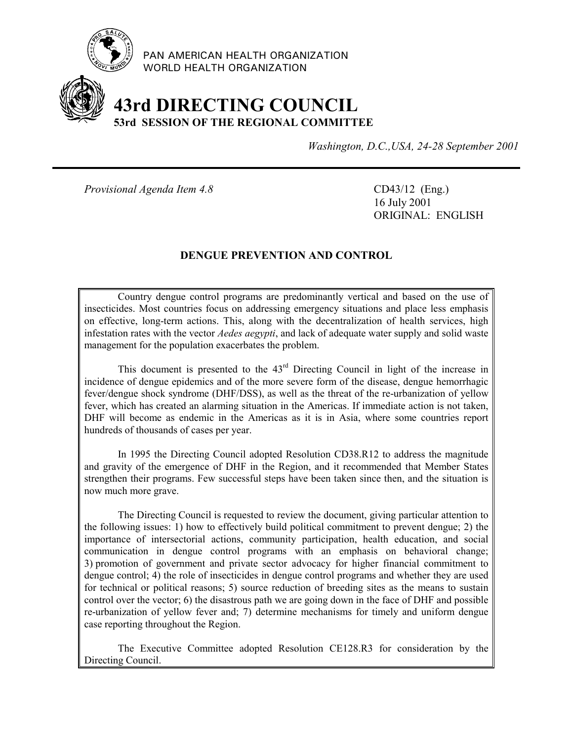PAN AMERICAN HEALTH ORGANIZATION
WORLD HEALTH ORGANIZATION

# 43rd DIRECTING COUNCIL
## 53rd SESSION OF THE REGIONAL COMMITTEE

*Washington, D.C.,USA, 24-28 September 2001*

---

*Provisional Agenda Item 4.8*

CD43/12 (Eng.)
16 July 2001
ORIGINAL: ENGLISH

### DENGUE PREVENTION AND CONTROL

Country dengue control programs are predominantly vertical and based on the use of insecticides. Most countries focus on addressing emergency situations and place less emphasis on effective, long-term actions. This, along with the decentralization of health services, high infestation rates with the vector *Aedes aegypti*, and lack of adequate water supply and solid waste management for the population exacerbates the problem.

This document is presented to the 43rd Directing Council in light of the increase in incidence of dengue epidemics and of the more severe form of the disease, dengue hemorrhagic fever/dengue shock syndrome (DHF/DSS), as well as the threat of the re-urbanization of yellow fever, which has created an alarming situation in the Americas. If immediate action is not taken, DHF will become as endemic in the Americas as it is in Asia, where some countries report hundreds of thousands of cases per year.

In 1995 the Directing Council adopted Resolution CD38.R12 to address the magnitude and gravity of the emergence of DHF in the Region, and it recommended that Member States strengthen their programs. Few successful steps have been taken since then, and the situation is now much more grave.

The Directing Council is requested to review the document, giving particular attention to the following issues: 1) how to effectively build political commitment to prevent dengue; 2) the importance of intersectorial actions, community participation, health education, and social communication in dengue control programs with an emphasis on behavioral change; 3) promotion of government and private sector advocacy for higher financial commitment to dengue control; 4) the role of insecticides in dengue control programs and whether they are used for technical or political reasons; 5) source reduction of breeding sites as the means to sustain control over the vector; 6) the disastrous path we are going down in the face of DHF and possible re-urbanization of yellow fever and; 7) determine mechanisms for timely and uniform dengue case reporting throughout the Region.

The Executive Committee adopted Resolution CE128.R3 for consideration by the Directing Council.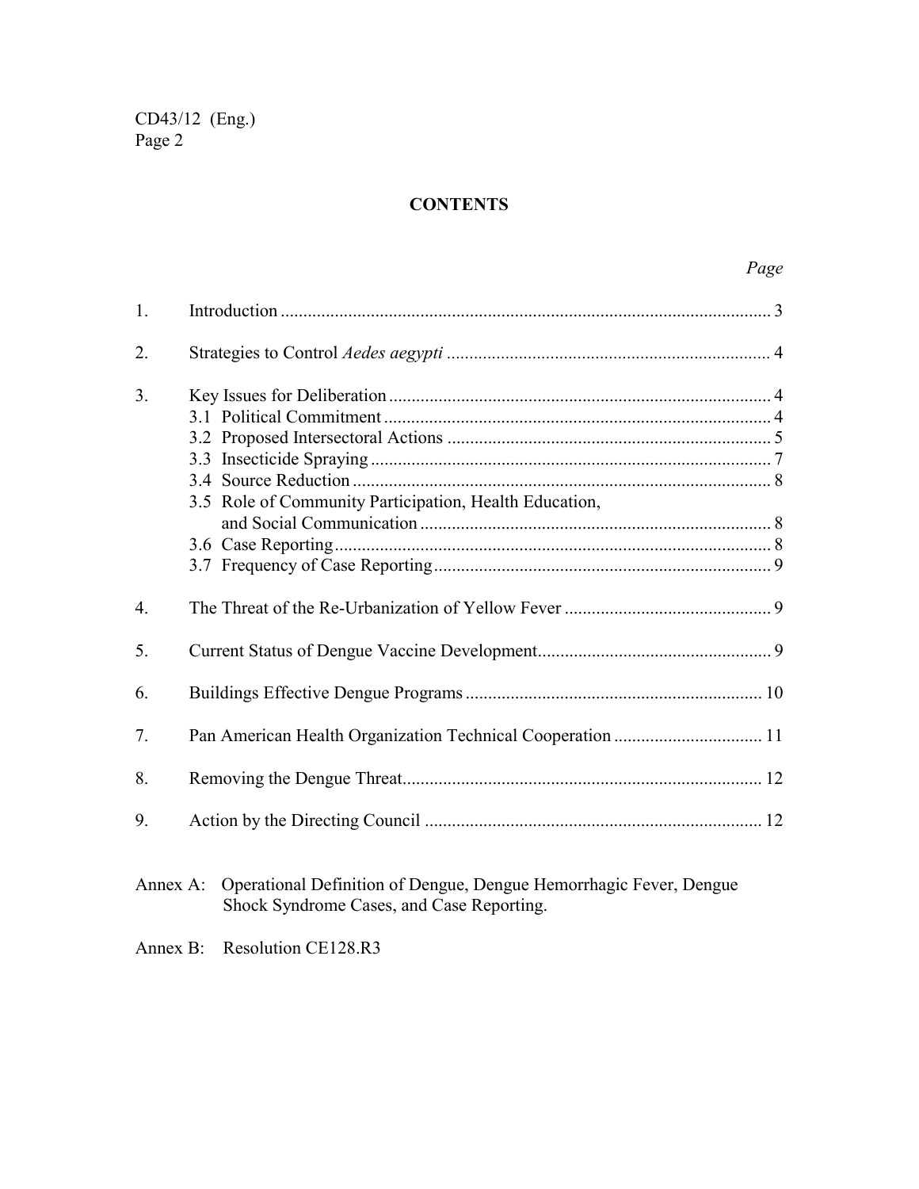## CONTENTS

| | | *Page* |
|---|---|---|
| 1. | Introduction | 3 |
| 2. | Strategies to Control *Aedes aegypti* | 4 |
| 3. | Key Issues for Deliberation | 4 |
| | 3.1 Political Commitment | 4 |
| | 3.2 Proposed Intersectoral Actions | 5 |
| | 3.3 Insecticide Spraying | 7 |
| | 3.4 Source Reduction | 8 |
| | 3.5 Role of Community Participation, Health Education, and Social Communication | 8 |
| | 3.6 Case Reporting | 8 |
| | 3.7 Frequency of Case Reporting | 9 |
| 4. | The Threat of the Re-Urbanization of Yellow Fever | 9 |
| 5. | Current Status of Dengue Vaccine Development | 9 |
| 6. | Buildings Effective Dengue Programs | 10 |
| 7. | Pan American Health Organization Technical Cooperation | 11 |
| 8. | Removing the Dengue Threat | 12 |
| 9. | Action by the Directing Council | 12 |

Annex A: Operational Definition of Dengue, Dengue Hemorrhagic Fever, Dengue Shock Syndrome Cases, and Case Reporting.

Annex B: Resolution CE128.R3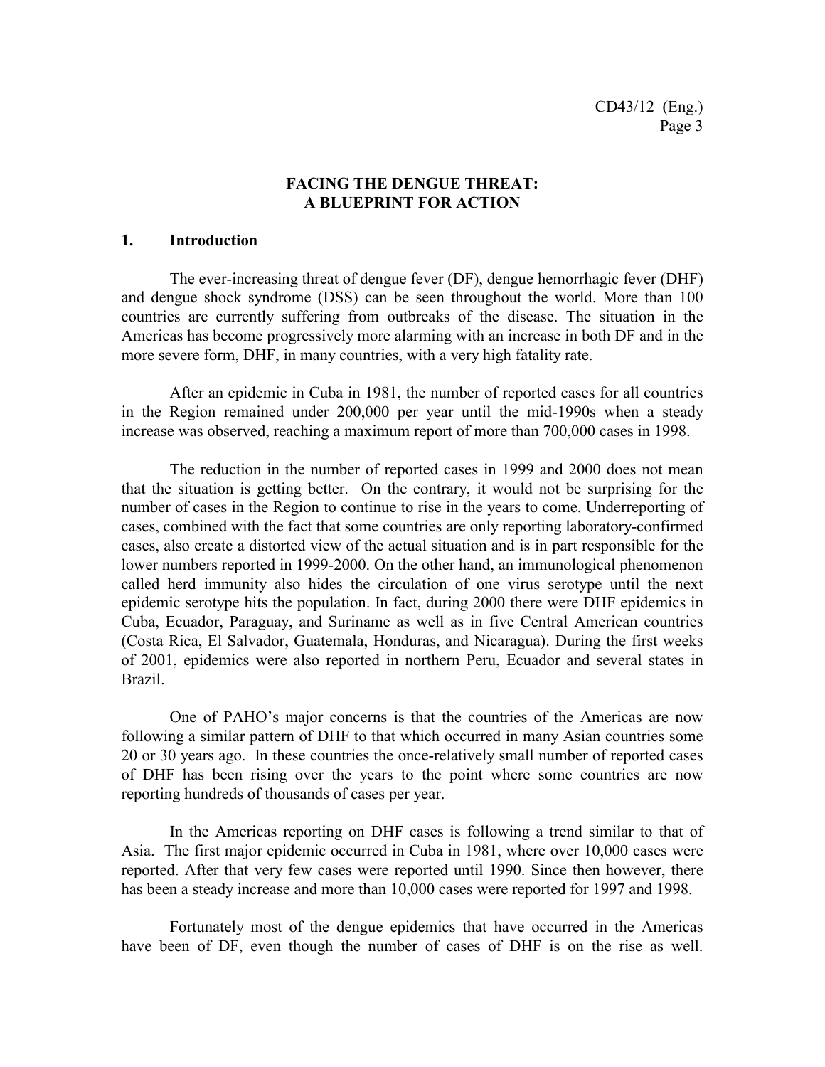# FACING THE DENGUE THREAT: A BLUEPRINT FOR ACTION

## 1. Introduction

The ever-increasing threat of dengue fever (DF), dengue hemorrhagic fever (DHF) and dengue shock syndrome (DSS) can be seen throughout the world. More than 100 countries are currently suffering from outbreaks of the disease. The situation in the Americas has become progressively more alarming with an increase in both DF and in the more severe form, DHF, in many countries, with a very high fatality rate.

After an epidemic in Cuba in 1981, the number of reported cases for all countries in the Region remained under 200,000 per year until the mid-1990s when a steady increase was observed, reaching a maximum report of more than 700,000 cases in 1998.

The reduction in the number of reported cases in 1999 and 2000 does not mean that the situation is getting better. On the contrary, it would not be surprising for the number of cases in the Region to continue to rise in the years to come. Underreporting of cases, combined with the fact that some countries are only reporting laboratory-confirmed cases, also create a distorted view of the actual situation and is in part responsible for the lower numbers reported in 1999-2000. On the other hand, an immunological phenomenon called herd immunity also hides the circulation of one virus serotype until the next epidemic serotype hits the population. In fact, during 2000 there were DHF epidemics in Cuba, Ecuador, Paraguay, and Suriname as well as in five Central American countries (Costa Rica, El Salvador, Guatemala, Honduras, and Nicaragua). During the first weeks of 2001, epidemics were also reported in northern Peru, Ecuador and several states in Brazil.

One of PAHO's major concerns is that the countries of the Americas are now following a similar pattern of DHF to that which occurred in many Asian countries some 20 or 30 years ago. In these countries the once-relatively small number of reported cases of DHF has been rising over the years to the point where some countries are now reporting hundreds of thousands of cases per year.

In the Americas reporting on DHF cases is following a trend similar to that of Asia. The first major epidemic occurred in Cuba in 1981, where over 10,000 cases were reported. After that very few cases were reported until 1990. Since then however, there has been a steady increase and more than 10,000 cases were reported for 1997 and 1998.

Fortunately most of the dengue epidemics that have occurred in the Americas have been of DF, even though the number of cases of DHF is on the rise as well.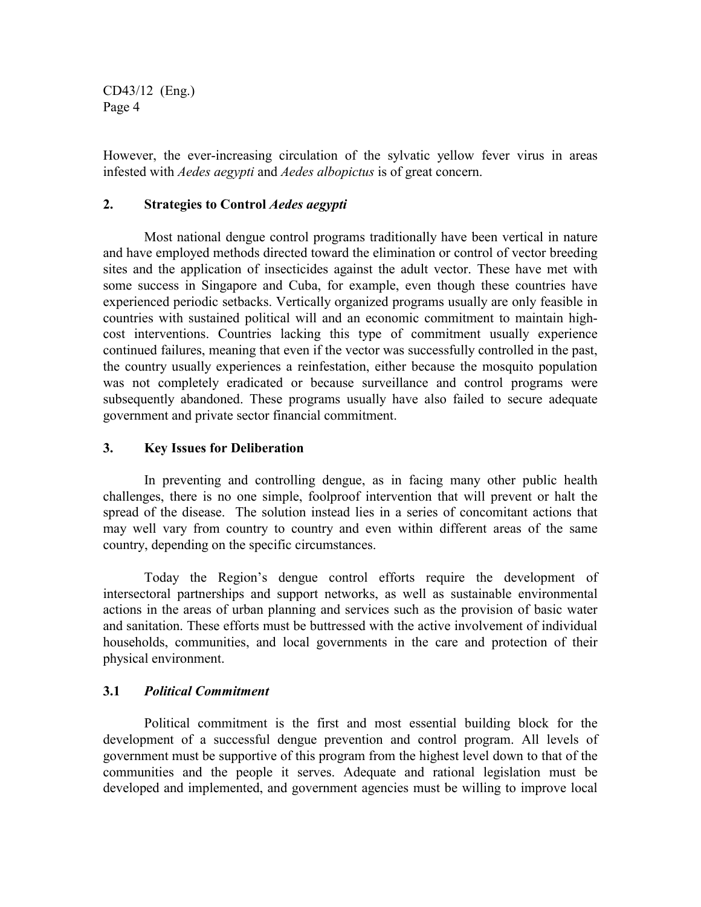However, the ever-increasing circulation of the sylvatic yellow fever virus in areas infested with *Aedes aegypti* and *Aedes albopictus* is of great concern.

## 2. Strategies to Control *Aedes aegypti*

Most national dengue control programs traditionally have been vertical in nature and have employed methods directed toward the elimination or control of vector breeding sites and the application of insecticides against the adult vector. These have met with some success in Singapore and Cuba, for example, even though these countries have experienced periodic setbacks. Vertically organized programs usually are only feasible in countries with sustained political will and an economic commitment to maintain high-cost interventions. Countries lacking this type of commitment usually experience continued failures, meaning that even if the vector was successfully controlled in the past, the country usually experiences a reinfestation, either because the mosquito population was not completely eradicated or because surveillance and control programs were subsequently abandoned. These programs usually have also failed to secure adequate government and private sector financial commitment.

## 3. Key Issues for Deliberation

In preventing and controlling dengue, as in facing many other public health challenges, there is no one simple, foolproof intervention that will prevent or halt the spread of the disease. The solution instead lies in a series of concomitant actions that may well vary from country to country and even within different areas of the same country, depending on the specific circumstances.

Today the Region's dengue control efforts require the development of intersectoral partnerships and support networks, as well as sustainable environmental actions in the areas of urban planning and services such as the provision of basic water and sanitation. These efforts must be buttressed with the active involvement of individual households, communities, and local governments in the care and protection of their physical environment.

### 3.1 *Political Commitment*

Political commitment is the first and most essential building block for the development of a successful dengue prevention and control program. All levels of government must be supportive of this program from the highest level down to that of the communities and the people it serves. Adequate and rational legislation must be developed and implemented, and government agencies must be willing to improve local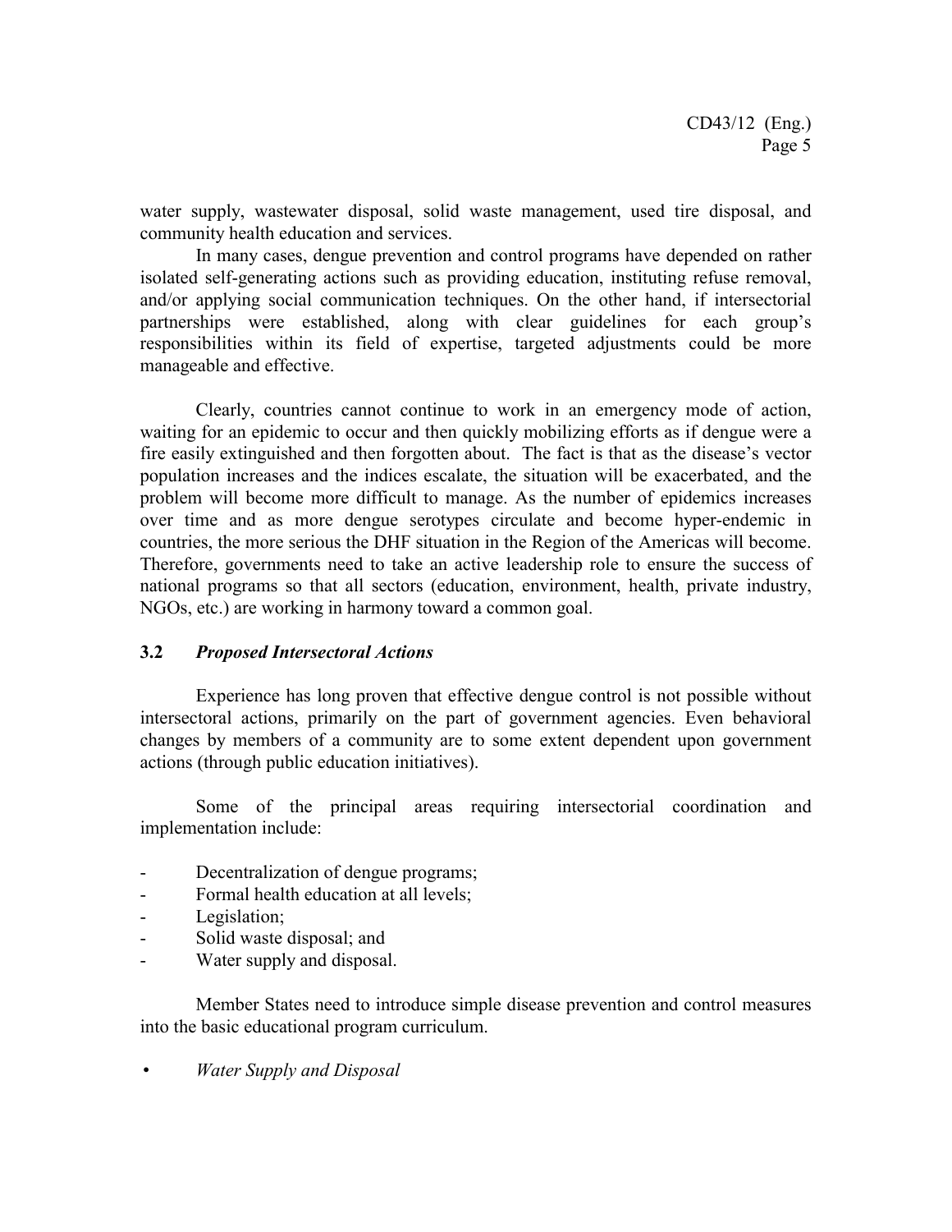water supply, wastewater disposal, solid waste management, used tire disposal, and community health education and services.

In many cases, dengue prevention and control programs have depended on rather isolated self-generating actions such as providing education, instituting refuse removal, and/or applying social communication techniques. On the other hand, if intersectorial partnerships were established, along with clear guidelines for each group's responsibilities within its field of expertise, targeted adjustments could be more manageable and effective.

Clearly, countries cannot continue to work in an emergency mode of action, waiting for an epidemic to occur and then quickly mobilizing efforts as if dengue were a fire easily extinguished and then forgotten about. The fact is that as the disease's vector population increases and the indices escalate, the situation will be exacerbated, and the problem will become more difficult to manage. As the number of epidemics increases over time and as more dengue serotypes circulate and become hyper-endemic in countries, the more serious the DHF situation in the Region of the Americas will become. Therefore, governments need to take an active leadership role to ensure the success of national programs so that all sectors (education, environment, health, private industry, NGOs, etc.) are working in harmony toward a common goal.

### 3.2 *Proposed Intersectoral Actions*

Experience has long proven that effective dengue control is not possible without intersectoral actions, primarily on the part of government agencies. Even behavioral changes by members of a community are to some extent dependent upon government actions (through public education initiatives).

Some of the principal areas requiring intersectorial coordination and implementation include:

- Decentralization of dengue programs;
- Formal health education at all levels;
- Legislation;
- Solid waste disposal; and
- Water supply and disposal.

Member States need to introduce simple disease prevention and control measures into the basic educational program curriculum.

- *Water Supply and Disposal*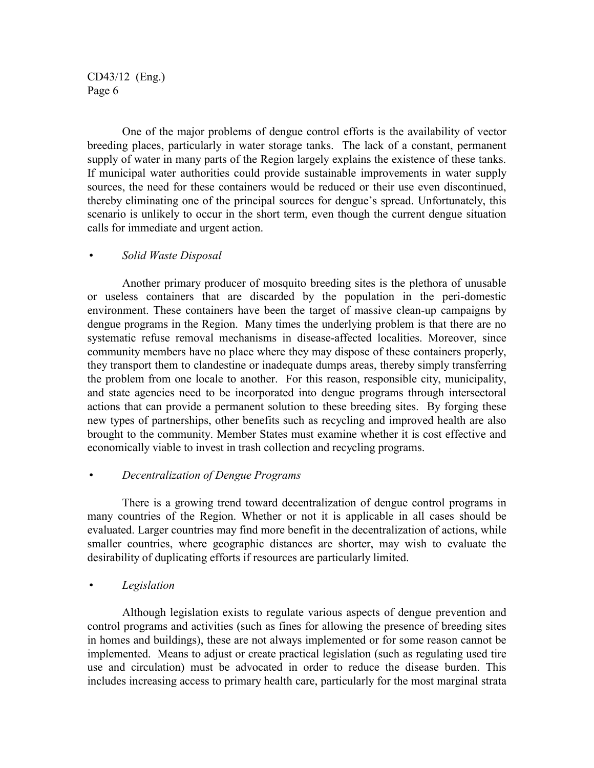One of the major problems of dengue control efforts is the availability of vector breeding places, particularly in water storage tanks. The lack of a constant, permanent supply of water in many parts of the Region largely explains the existence of these tanks. If municipal water authorities could provide sustainable improvements in water supply sources, the need for these containers would be reduced or their use even discontinued, thereby eliminating one of the principal sources for dengue's spread. Unfortunately, this scenario is unlikely to occur in the short term, even though the current dengue situation calls for immediate and urgent action.

- *Solid Waste Disposal*

Another primary producer of mosquito breeding sites is the plethora of unusable or useless containers that are discarded by the population in the peri-domestic environment. These containers have been the target of massive clean-up campaigns by dengue programs in the Region. Many times the underlying problem is that there are no systematic refuse removal mechanisms in disease-affected localities. Moreover, since community members have no place where they may dispose of these containers properly, they transport them to clandestine or inadequate dumps areas, thereby simply transferring the problem from one locale to another. For this reason, responsible city, municipality, and state agencies need to be incorporated into dengue programs through intersectoral actions that can provide a permanent solution to these breeding sites. By forging these new types of partnerships, other benefits such as recycling and improved health are also brought to the community. Member States must examine whether it is cost effective and economically viable to invest in trash collection and recycling programs.

- *Decentralization of Dengue Programs*

There is a growing trend toward decentralization of dengue control programs in many countries of the Region. Whether or not it is applicable in all cases should be evaluated. Larger countries may find more benefit in the decentralization of actions, while smaller countries, where geographic distances are shorter, may wish to evaluate the desirability of duplicating efforts if resources are particularly limited.

- *Legislation*

Although legislation exists to regulate various aspects of dengue prevention and control programs and activities (such as fines for allowing the presence of breeding sites in homes and buildings), these are not always implemented or for some reason cannot be implemented. Means to adjust or create practical legislation (such as regulating used tire use and circulation) must be advocated in order to reduce the disease burden. This includes increasing access to primary health care, particularly for the most marginal strata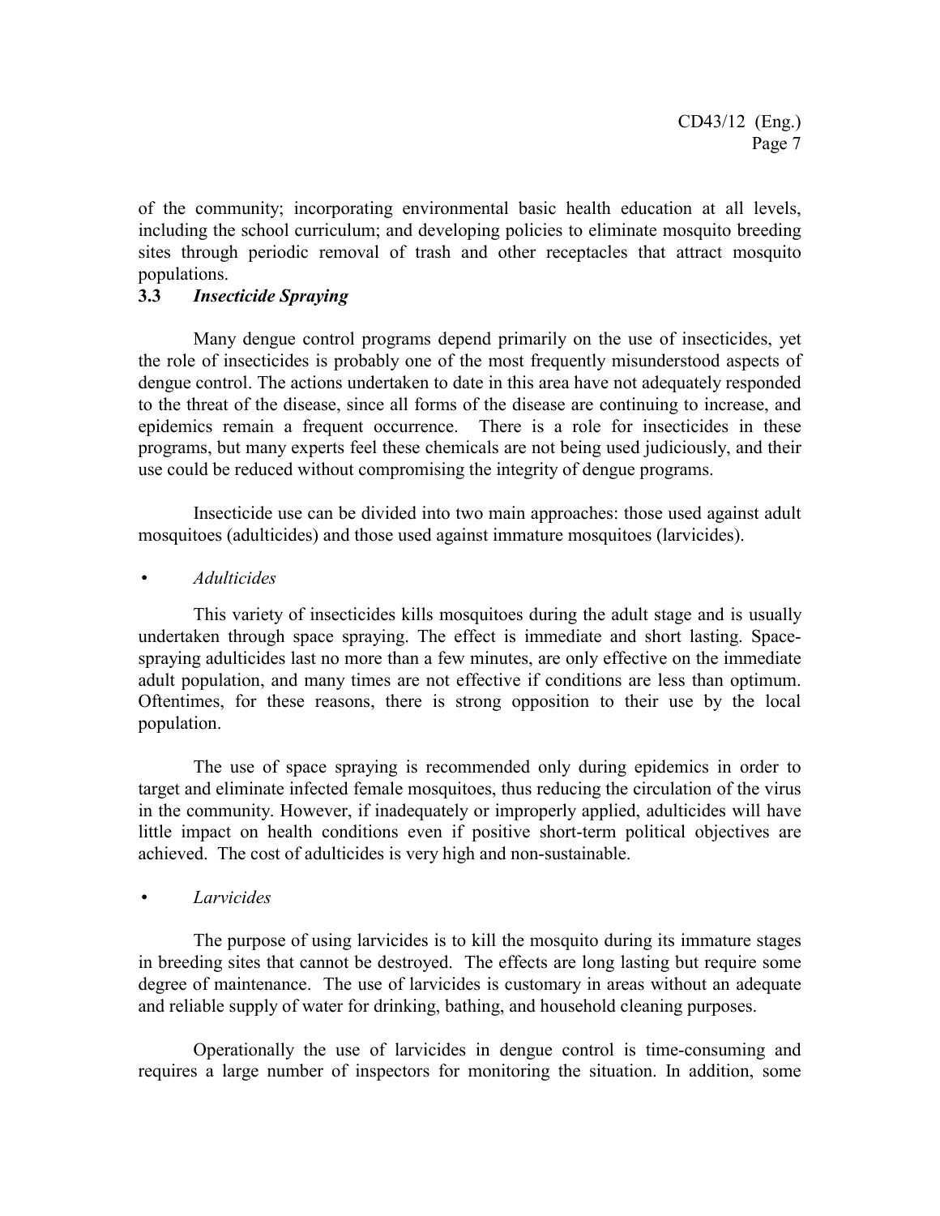of the community; incorporating environmental basic health education at all levels, including the school curriculum; and developing policies to eliminate mosquito breeding sites through periodic removal of trash and other receptacles that attract mosquito populations.

### 3.3 *Insecticide Spraying*

Many dengue control programs depend primarily on the use of insecticides, yet the role of insecticides is probably one of the most frequently misunderstood aspects of dengue control. The actions undertaken to date in this area have not adequately responded to the threat of the disease, since all forms of the disease are continuing to increase, and epidemics remain a frequent occurrence. There is a role for insecticides in these programs, but many experts feel these chemicals are not being used judiciously, and their use could be reduced without compromising the integrity of dengue programs.

Insecticide use can be divided into two main approaches: those used against adult mosquitoes (adulticides) and those used against immature mosquitoes (larvicides).

- *Adulticides*

This variety of insecticides kills mosquitoes during the adult stage and is usually undertaken through space spraying. The effect is immediate and short lasting. Space-spraying adulticides last no more than a few minutes, are only effective on the immediate adult population, and many times are not effective if conditions are less than optimum. Oftentimes, for these reasons, there is strong opposition to their use by the local population.

The use of space spraying is recommended only during epidemics in order to target and eliminate infected female mosquitoes, thus reducing the circulation of the virus in the community. However, if inadequately or improperly applied, adulticides will have little impact on health conditions even if positive short-term political objectives are achieved. The cost of adulticides is very high and non-sustainable.

- *Larvicides*

The purpose of using larvicides is to kill the mosquito during its immature stages in breeding sites that cannot be destroyed. The effects are long lasting but require some degree of maintenance. The use of larvicides is customary in areas without an adequate and reliable supply of water for drinking, bathing, and household cleaning purposes.

Operationally the use of larvicides in dengue control is time-consuming and requires a large number of inspectors for monitoring the situation. In addition, some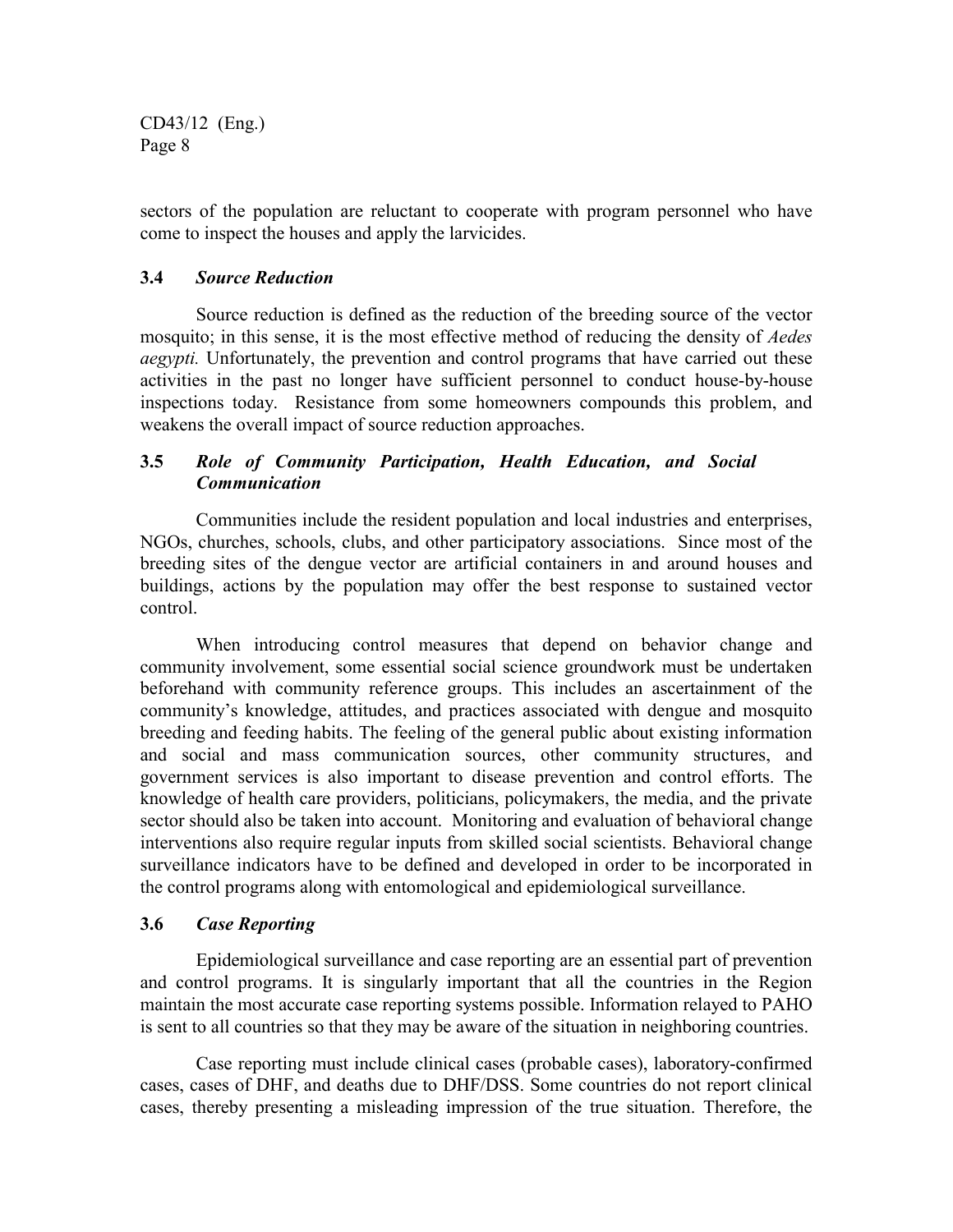sectors of the population are reluctant to cooperate with program personnel who have come to inspect the houses and apply the larvicides.

### 3.4 *Source Reduction*

Source reduction is defined as the reduction of the breeding source of the vector mosquito; in this sense, it is the most effective method of reducing the density of *Aedes aegypti.* Unfortunately, the prevention and control programs that have carried out these activities in the past no longer have sufficient personnel to conduct house-by-house inspections today. Resistance from some homeowners compounds this problem, and weakens the overall impact of source reduction approaches.

### 3.5 *Role of Community Participation, Health Education, and Social Communication*

Communities include the resident population and local industries and enterprises, NGOs, churches, schools, clubs, and other participatory associations. Since most of the breeding sites of the dengue vector are artificial containers in and around houses and buildings, actions by the population may offer the best response to sustained vector control.

When introducing control measures that depend on behavior change and community involvement, some essential social science groundwork must be undertaken beforehand with community reference groups. This includes an ascertainment of the community's knowledge, attitudes, and practices associated with dengue and mosquito breeding and feeding habits. The feeling of the general public about existing information and social and mass communication sources, other community structures, and government services is also important to disease prevention and control efforts. The knowledge of health care providers, politicians, policymakers, the media, and the private sector should also be taken into account. Monitoring and evaluation of behavioral change interventions also require regular inputs from skilled social scientists. Behavioral change surveillance indicators have to be defined and developed in order to be incorporated in the control programs along with entomological and epidemiological surveillance.

### 3.6 *Case Reporting*

Epidemiological surveillance and case reporting are an essential part of prevention and control programs. It is singularly important that all the countries in the Region maintain the most accurate case reporting systems possible. Information relayed to PAHO is sent to all countries so that they may be aware of the situation in neighboring countries.

Case reporting must include clinical cases (probable cases), laboratory-confirmed cases, cases of DHF, and deaths due to DHF/DSS. Some countries do not report clinical cases, thereby presenting a misleading impression of the true situation. Therefore, the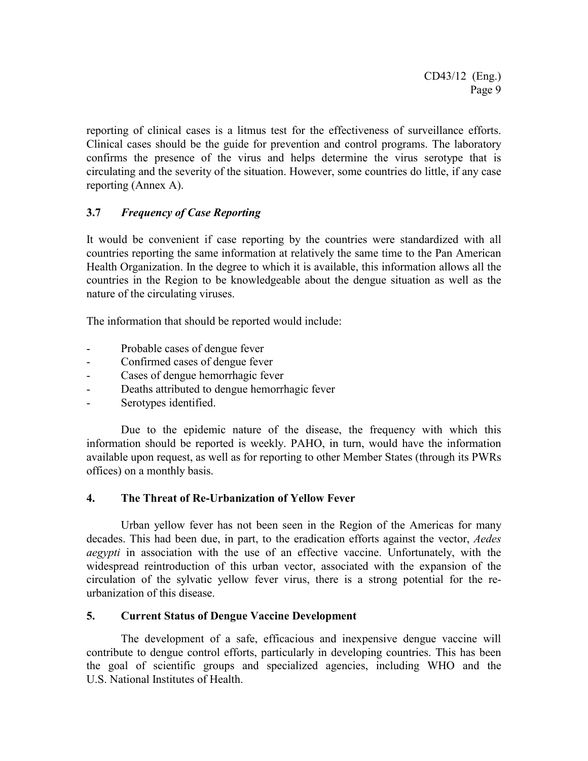reporting of clinical cases is a litmus test for the effectiveness of surveillance efforts. Clinical cases should be the guide for prevention and control programs. The laboratory confirms the presence of the virus and helps determine the virus serotype that is circulating and the severity of the situation. However, some countries do little, if any case reporting (Annex A).

### 3.7 *Frequency of Case Reporting*

It would be convenient if case reporting by the countries were standardized with all countries reporting the same information at relatively the same time to the Pan American Health Organization. In the degree to which it is available, this information allows all the countries in the Region to be knowledgeable about the dengue situation as well as the nature of the circulating viruses.

The information that should be reported would include:

- Probable cases of dengue fever
- Confirmed cases of dengue fever
- Cases of dengue hemorrhagic fever
- Deaths attributed to dengue hemorrhagic fever
- Serotypes identified.

Due to the epidemic nature of the disease, the frequency with which this information should be reported is weekly. PAHO, in turn, would have the information available upon request, as well as for reporting to other Member States (through its PWRs offices) on a monthly basis.

## 4. The Threat of Re-Urbanization of Yellow Fever

Urban yellow fever has not been seen in the Region of the Americas for many decades. This had been due, in part, to the eradication efforts against the vector, *Aedes aegypti* in association with the use of an effective vaccine. Unfortunately, with the widespread reintroduction of this urban vector, associated with the expansion of the circulation of the sylvatic yellow fever virus, there is a strong potential for the re-urbanization of this disease.

## 5. Current Status of Dengue Vaccine Development

The development of a safe, efficacious and inexpensive dengue vaccine will contribute to dengue control efforts, particularly in developing countries. This has been the goal of scientific groups and specialized agencies, including WHO and the U.S. National Institutes of Health.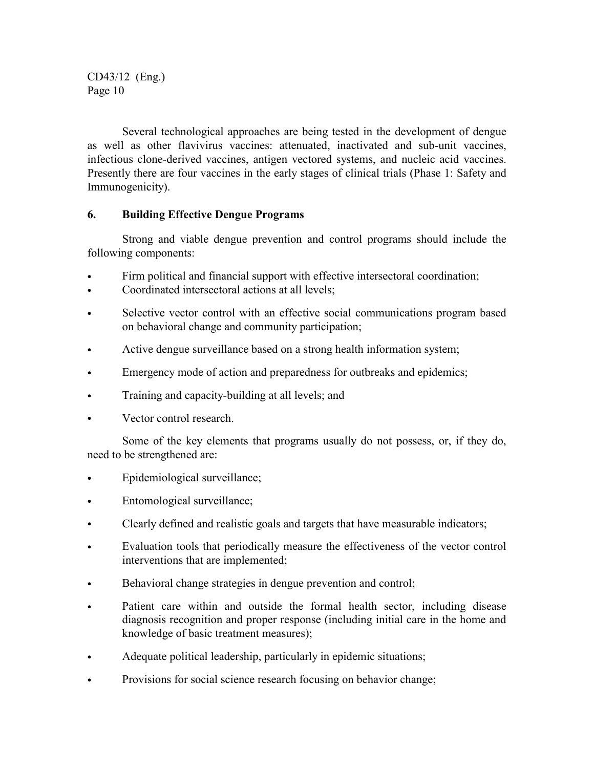Several technological approaches are being tested in the development of dengue as well as other flavivirus vaccines: attenuated, inactivated and sub-unit vaccines, infectious clone-derived vaccines, antigen vectored systems, and nucleic acid vaccines. Presently there are four vaccines in the early stages of clinical trials (Phase 1: Safety and Immunogenicity).

## 6. Building Effective Dengue Programs

Strong and viable dengue prevention and control programs should include the following components:

- Firm political and financial support with effective intersectoral coordination;
- Coordinated intersectoral actions at all levels;
- Selective vector control with an effective social communications program based on behavioral change and community participation;
- Active dengue surveillance based on a strong health information system;
- Emergency mode of action and preparedness for outbreaks and epidemics;
- Training and capacity-building at all levels; and
- Vector control research.

Some of the key elements that programs usually do not possess, or, if they do, need to be strengthened are:

- Epidemiological surveillance;
- Entomological surveillance;
- Clearly defined and realistic goals and targets that have measurable indicators;
- Evaluation tools that periodically measure the effectiveness of the vector control interventions that are implemented;
- Behavioral change strategies in dengue prevention and control;
- Patient care within and outside the formal health sector, including disease diagnosis recognition and proper response (including initial care in the home and knowledge of basic treatment measures);
- Adequate political leadership, particularly in epidemic situations;
- Provisions for social science research focusing on behavior change;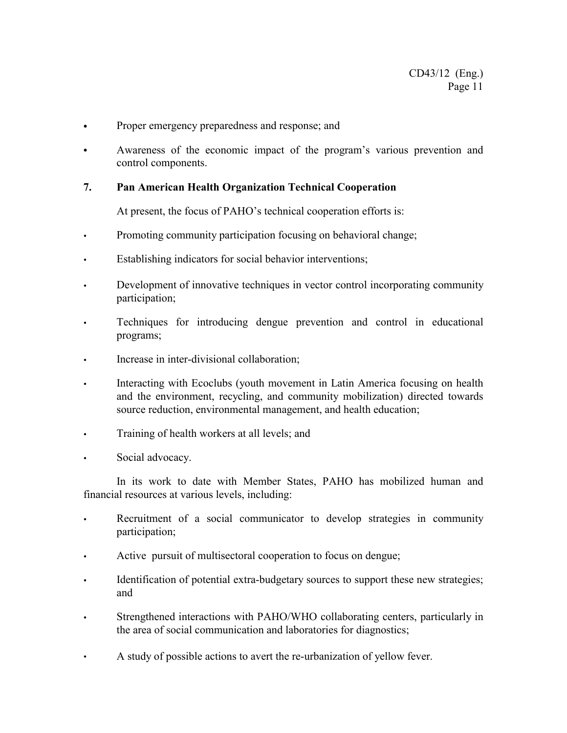- Proper emergency preparedness and response; and
- Awareness of the economic impact of the program's various prevention and control components.

## 7. Pan American Health Organization Technical Cooperation

At present, the focus of PAHO's technical cooperation efforts is:

- Promoting community participation focusing on behavioral change;
- Establishing indicators for social behavior interventions;
- Development of innovative techniques in vector control incorporating community participation;
- Techniques for introducing dengue prevention and control in educational programs;
- Increase in inter-divisional collaboration;
- Interacting with Ecoclubs (youth movement in Latin America focusing on health and the environment, recycling, and community mobilization) directed towards source reduction, environmental management, and health education;
- Training of health workers at all levels; and
- Social advocacy.

In its work to date with Member States, PAHO has mobilized human and financial resources at various levels, including:

- Recruitment of a social communicator to develop strategies in community participation;
- Active pursuit of multisectoral cooperation to focus on dengue;
- Identification of potential extra-budgetary sources to support these new strategies; and
- Strengthened interactions with PAHO/WHO collaborating centers, particularly in the area of social communication and laboratories for diagnostics;
- A study of possible actions to avert the re-urbanization of yellow fever.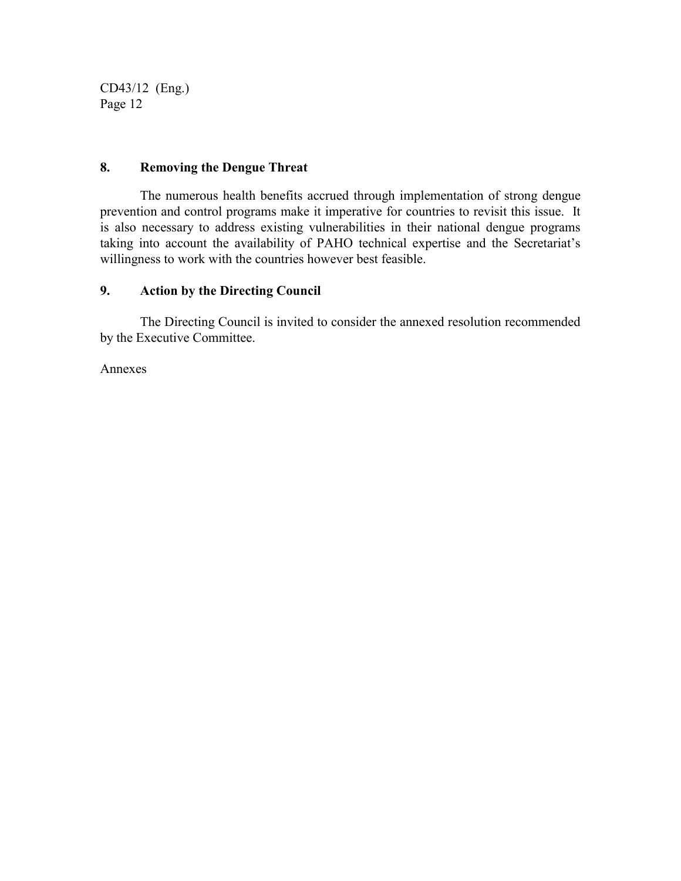## 8. Removing the Dengue Threat

The numerous health benefits accrued through implementation of strong dengue prevention and control programs make it imperative for countries to revisit this issue. It is also necessary to address existing vulnerabilities in their national dengue programs taking into account the availability of PAHO technical expertise and the Secretariat's willingness to work with the countries however best feasible.

## 9. Action by the Directing Council

The Directing Council is invited to consider the annexed resolution recommended by the Executive Committee.

Annexes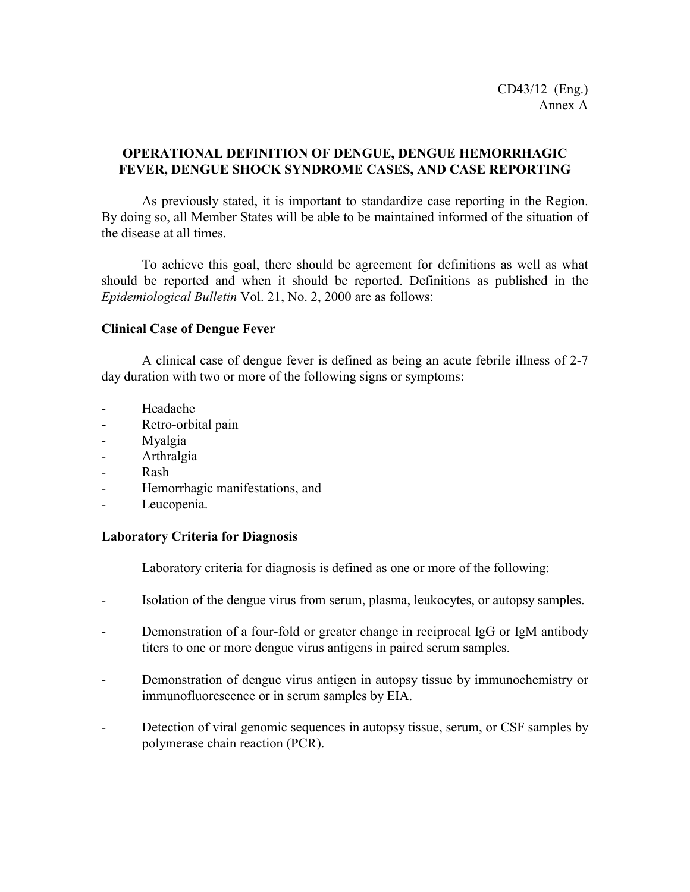CD43/12 (Eng.)
Annex A

# OPERATIONAL DEFINITION OF DENGUE, DENGUE HEMORRHAGIC FEVER, DENGUE SHOCK SYNDROME CASES, AND CASE REPORTING

As previously stated, it is important to standardize case reporting in the Region. By doing so, all Member States will be able to be maintained informed of the situation of the disease at all times.

To achieve this goal, there should be agreement for definitions as well as what should be reported and when it should be reported. Definitions as published in the *Epidemiological Bulletin* Vol. 21, No. 2, 2000 are as follows:

## Clinical Case of Dengue Fever

A clinical case of dengue fever is defined as being an acute febrile illness of 2-7 day duration with two or more of the following signs or symptoms:

- Headache
- Retro-orbital pain
- Myalgia
- Arthralgia
- Rash
- Hemorrhagic manifestations, and
- Leucopenia.

## Laboratory Criteria for Diagnosis

Laboratory criteria for diagnosis is defined as one or more of the following:

- Isolation of the dengue virus from serum, plasma, leukocytes, or autopsy samples.
- Demonstration of a four-fold or greater change in reciprocal IgG or IgM antibody titers to one or more dengue virus antigens in paired serum samples.
- Demonstration of dengue virus antigen in autopsy tissue by immunochemistry or immunofluorescence or in serum samples by EIA.
- Detection of viral genomic sequences in autopsy tissue, serum, or CSF samples by polymerase chain reaction (PCR).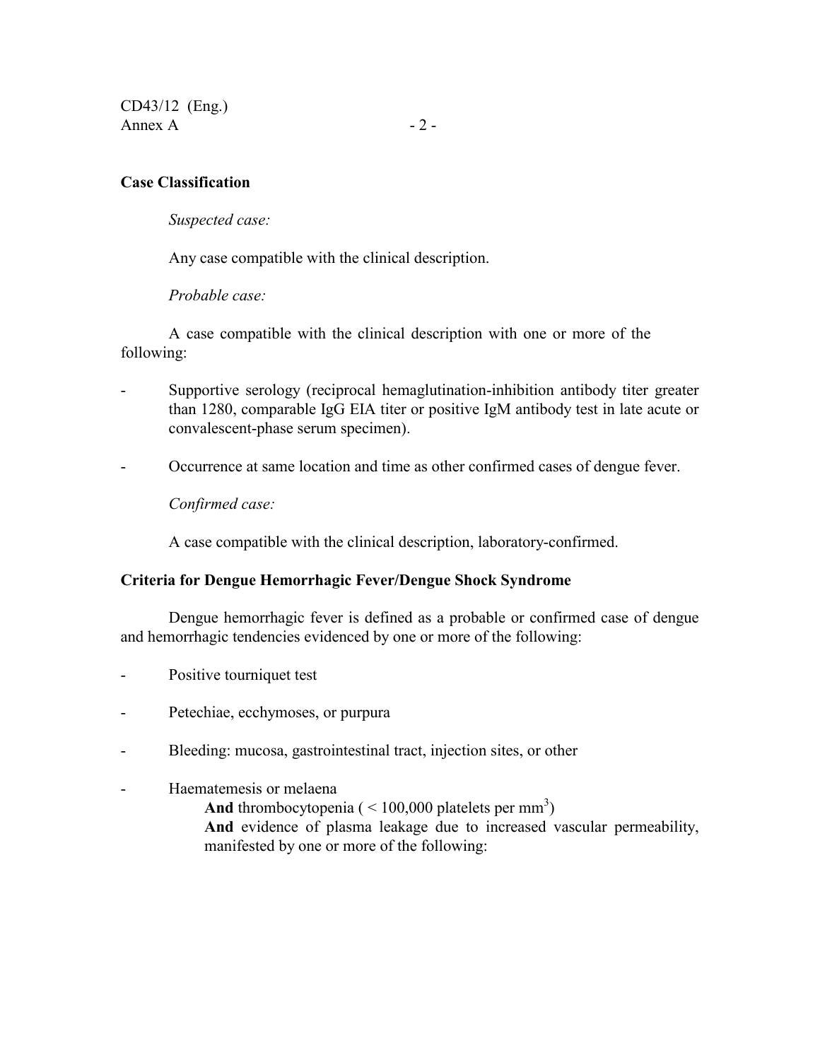**Case Classification**

*Suspected case:*

Any case compatible with the clinical description.

*Probable case:*

A case compatible with the clinical description with one or more of the following:

- Supportive serology (reciprocal hemaglutination-inhibition antibody titer greater than 1280, comparable IgG EIA titer or positive IgM antibody test in late acute or convalescent-phase serum specimen).
- Occurrence at same location and time as other confirmed cases of dengue fever.

*Confirmed case:*

A case compatible with the clinical description, laboratory-confirmed.

**Criteria for Dengue Hemorrhagic Fever/Dengue Shock Syndrome**

Dengue hemorrhagic fever is defined as a probable or confirmed case of dengue and hemorrhagic tendencies evidenced by one or more of the following:

- Positive tourniquet test
- Petechiae, ecchymoses, or purpura
- Bleeding: mucosa, gastrointestinal tract, injection sites, or other
- Haematemesis or melaena

  **And** thrombocytopenia ( < 100,000 platelets per $mm^3$)

  **And** evidence of plasma leakage due to increased vascular permeability, manifested by one or more of the following: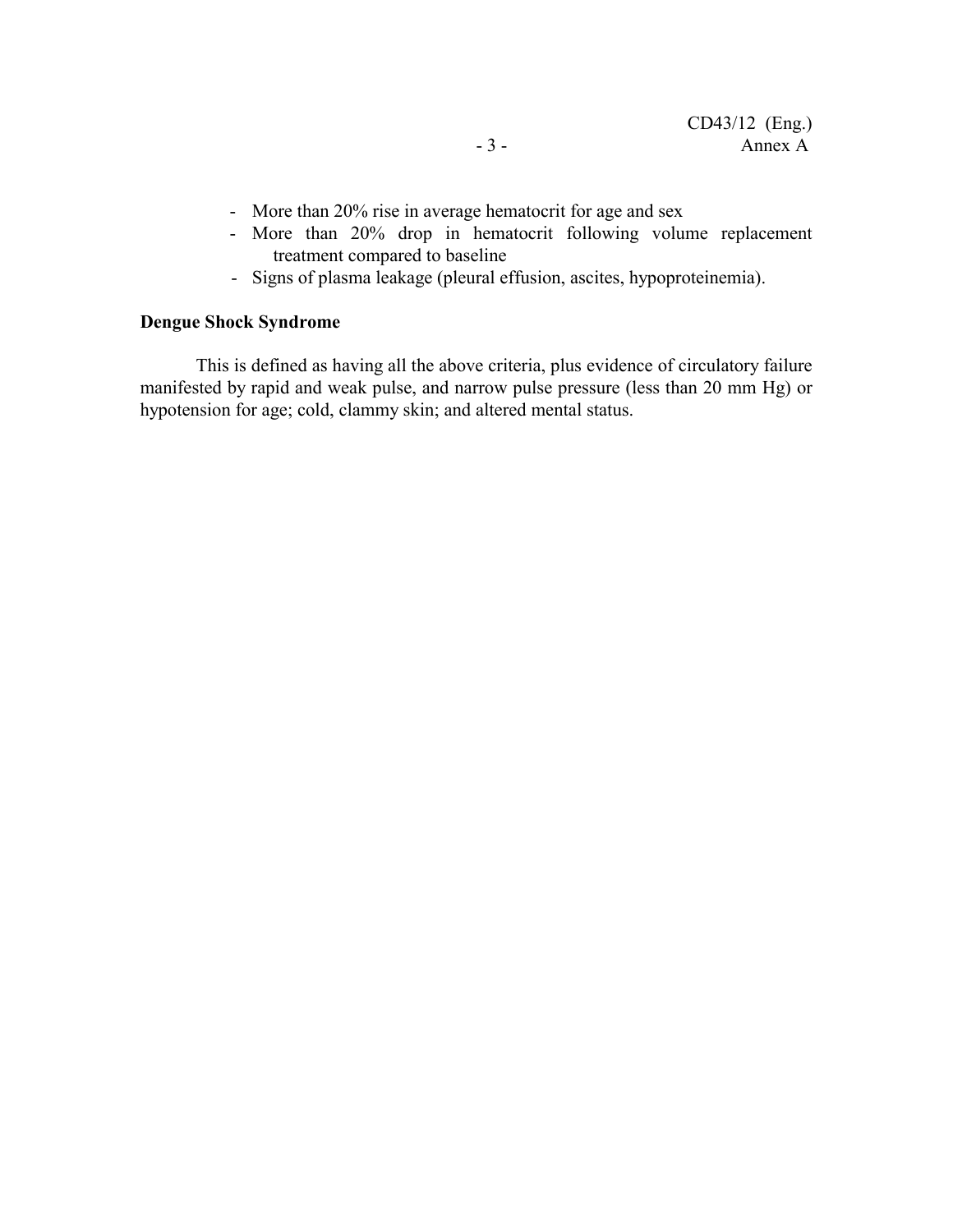- More than 20% rise in average hematocrit for age and sex
- More than 20% drop in hematocrit following volume replacement treatment compared to baseline
- Signs of plasma leakage (pleural effusion, ascites, hypoproteinemia).

**Dengue Shock Syndrome**

This is defined as having all the above criteria, plus evidence of circulatory failure manifested by rapid and weak pulse, and narrow pulse pressure (less than 20 mm Hg) or hypotension for age; cold, clammy skin; and altered mental status.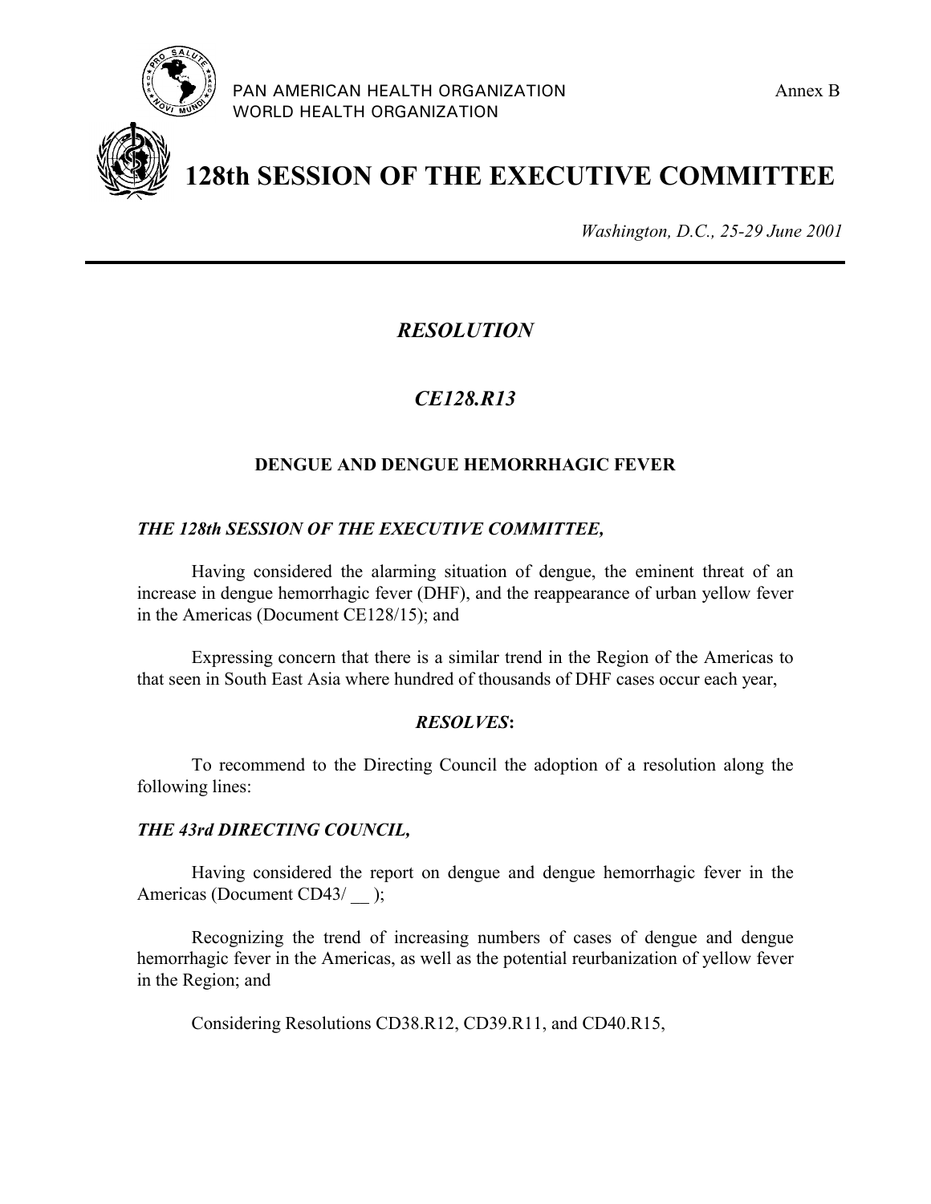PAN AMERICAN HEALTH ORGANIZATION
WORLD HEALTH ORGANIZATION

Annex B

# 128th SESSION OF THE EXECUTIVE COMMITTEE

*Washington, D.C., 25-29 June 2001*

---

## *RESOLUTION*

## *CE128.R13*

### DENGUE AND DENGUE HEMORRHAGIC FEVER

***THE 128th SESSION OF THE EXECUTIVE COMMITTEE,***

Having considered the alarming situation of dengue, the eminent threat of an increase in dengue hemorrhagic fever (DHF), and the reappearance of urban yellow fever in the Americas (Document CE128/15); and

Expressing concern that there is a similar trend in the Region of the Americas to that seen in South East Asia where hundred of thousands of DHF cases occur each year,

***RESOLVES*:**

To recommend to the Directing Council the adoption of a resolution along the following lines:

***THE 43rd DIRECTING COUNCIL,***

Having considered the report on dengue and dengue hemorrhagic fever in the Americas (Document CD43/ __ );

Recognizing the trend of increasing numbers of cases of dengue and dengue hemorrhagic fever in the Americas, as well as the potential reurbanization of yellow fever in the Region; and

Considering Resolutions CD38.R12, CD39.R11, and CD40.R15,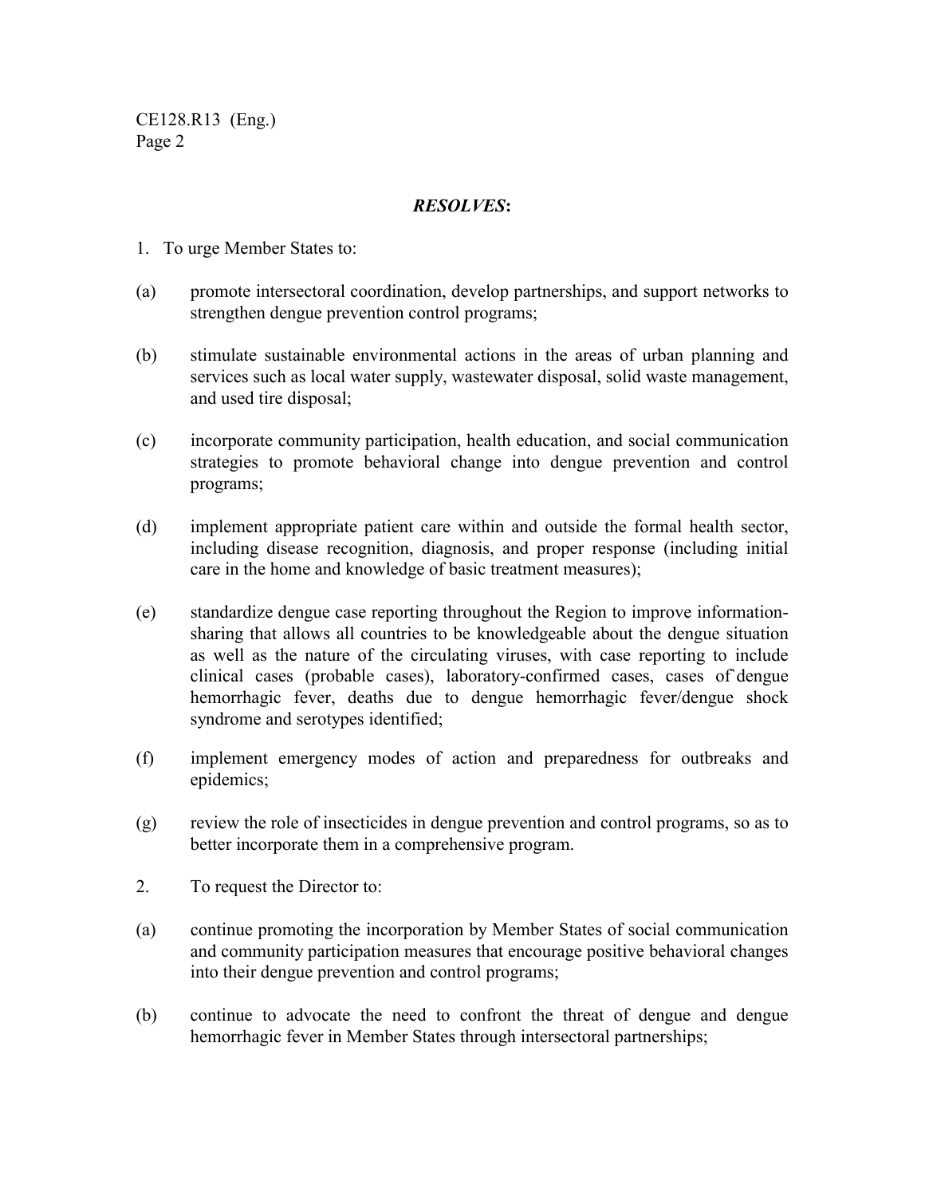***RESOLVES*:**

1. To urge Member States to:

(a) promote intersectoral coordination, develop partnerships, and support networks to strengthen dengue prevention control programs;

(b) stimulate sustainable environmental actions in the areas of urban planning and services such as local water supply, wastewater disposal, solid waste management, and used tire disposal;

(c) incorporate community participation, health education, and social communication strategies to promote behavioral change into dengue prevention and control programs;

(d) implement appropriate patient care within and outside the formal health sector, including disease recognition, diagnosis, and proper response (including initial care in the home and knowledge of basic treatment measures);

(e) standardize dengue case reporting throughout the Region to improve information-sharing that allows all countries to be knowledgeable about the dengue situation as well as the nature of the circulating viruses, with case reporting to include clinical cases (probable cases), laboratory-confirmed cases, cases of dengue hemorrhagic fever, deaths due to dengue hemorrhagic fever/dengue shock syndrome and serotypes identified;

(f) implement emergency modes of action and preparedness for outbreaks and epidemics;

(g) review the role of insecticides in dengue prevention and control programs, so as to better incorporate them in a comprehensive program.

2. To request the Director to:

(a) continue promoting the incorporation by Member States of social communication and community participation measures that encourage positive behavioral changes into their dengue prevention and control programs;

(b) continue to advocate the need to confront the threat of dengue and dengue hemorrhagic fever in Member States through intersectoral partnerships;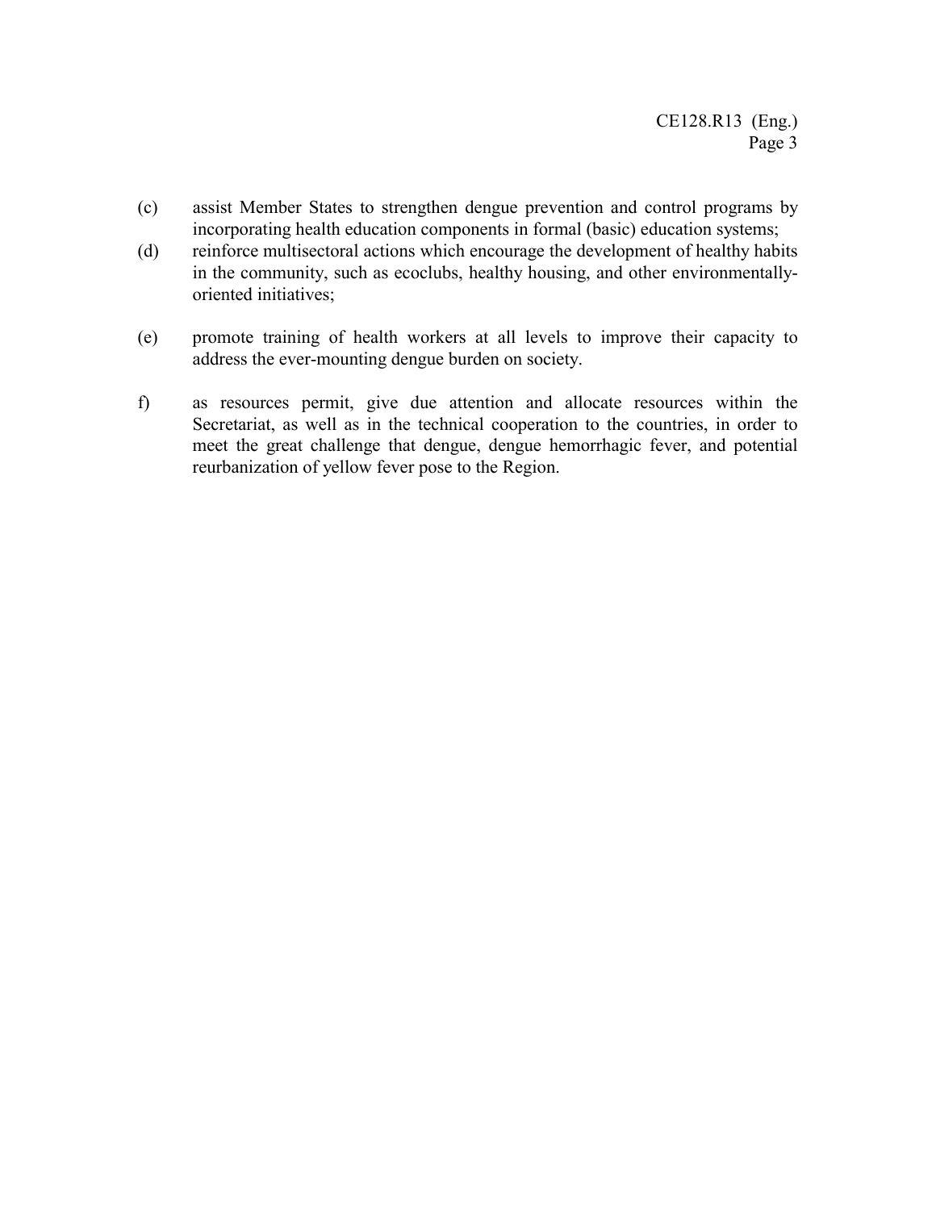(c) assist Member States to strengthen dengue prevention and control programs by incorporating health education components in formal (basic) education systems;

(d) reinforce multisectoral actions which encourage the development of healthy habits in the community, such as ecoclubs, healthy housing, and other environmentally-oriented initiatives;

(e) promote training of health workers at all levels to improve their capacity to address the ever-mounting dengue burden on society.

f) as resources permit, give due attention and allocate resources within the Secretariat, as well as in the technical cooperation to the countries, in order to meet the great challenge that dengue, dengue hemorrhagic fever, and potential reurbanization of yellow fever pose to the Region.